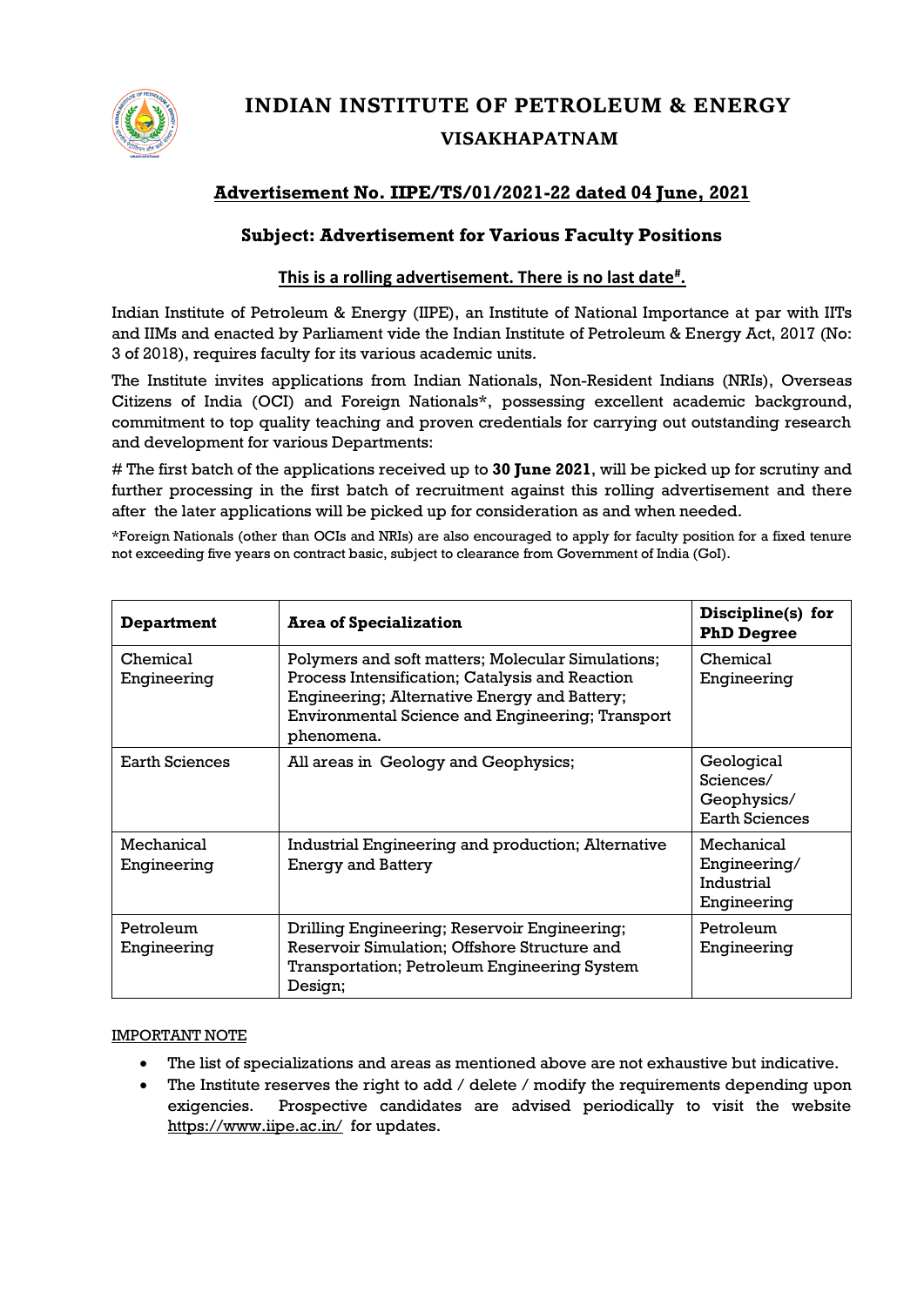# INDIAN INSTITUTE OF PETROLEUM & ENERGY

## VISAKHAPATNAM

### **Advertisement No. IIPE/TS/01/2021-22 dated 04 June, 2021**

### **Subject: Advertisement for Various Faculty Positions**

**This is a rolling advertisement. There is no last date#.**

Indian Institute of Petroleum & Energy (IIPE), an Institute of National Importance at par with IITs and IIMs and enacted by Parliament vide the Indian Institute of Petroleum & Energy Act, 2017 (No: 3 of 2018), requires faculty for its various academic units.

The Institute invites applications from Indian Nationals, Non-Resident Indians (NRIs), Overseas Citizens of India (OCI) and Foreign Nationals*, possessing excellent academic background, commitment to top quality teaching and proven credentials for carrying out outstanding research and development for various Departments:

# The first batch of the applications received up to **30 June 2021**, will be picked up for scrutiny and further processing in the first batch of recruitment against this rolling advertisement and there after the later applications will be picked up for consideration as and when needed.

*Foreign Nationals (other than OCIs and NRIs) are also encouraged to apply for faculty position for a fixed tenure not exceeding five years on contract basic, subject to clearance from Government of India (GoI).

| **Department** | **Area of Specialization** | **Discipline(s) for PhD Degree** |
|---|---|---|
| Chemical Engineering | Polymers and soft matters; Molecular Simulations; Process Intensification; Catalysis and Reaction Engineering; Alternative Energy and Battery; Environmental Science and Engineering; Transport phenomena. | Chemical Engineering |
| Earth Sciences | All areas in Geology and Geophysics; | Geological Sciences/ Geophysics/ Earth Sciences |
| Mechanical Engineering | Industrial Engineering and production; Alternative Energy and Battery | Mechanical Engineering/ Industrial Engineering |
| Petroleum Engineering | Drilling Engineering; Reservoir Engineering; Reservoir Simulation; Offshore Structure and Transportation; Petroleum Engineering System Design; | Petroleum Engineering |

IMPORTANT NOTE

- The list of specializations and areas as mentioned above are not exhaustive but indicative.
- The Institute reserves the right to add / delete / modify the requirements depending upon exigencies. Prospective candidates are advised periodically to visit the website https://www.iipe.ac.in/ for updates.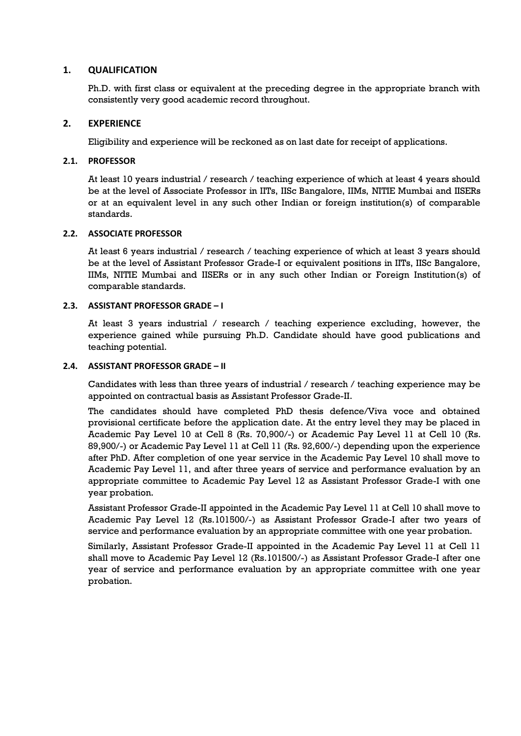## 1. QUALIFICATION

Ph.D. with first class or equivalent at the preceding degree in the appropriate branch with consistently very good academic record throughout.

## 2. EXPERIENCE

Eligibility and experience will be reckoned as on last date for receipt of applications.

### 2.1. PROFESSOR

At least 10 years industrial / research / teaching experience of which at least 4 years should be at the level of Associate Professor in IITs, IISc Bangalore, IIMs, NITIE Mumbai and IISERs or at an equivalent level in any such other Indian or foreign institution(s) of comparable standards.

### 2.2. ASSOCIATE PROFESSOR

At least 6 years industrial / research / teaching experience of which at least 3 years should be at the level of Assistant Professor Grade-I or equivalent positions in IITs, IISc Bangalore, IIMs, NITIE Mumbai and IISERs or in any such other Indian or Foreign Institution(s) of comparable standards.

### 2.3. ASSISTANT PROFESSOR GRADE – I

At least 3 years industrial / research / teaching experience excluding, however, the experience gained while pursuing Ph.D. Candidate should have good publications and teaching potential.

### 2.4. ASSISTANT PROFESSOR GRADE – II

Candidates with less than three years of industrial / research / teaching experience may be appointed on contractual basis as Assistant Professor Grade-II.

The candidates should have completed PhD thesis defence/Viva voce and obtained provisional certificate before the application date. At the entry level they may be placed in Academic Pay Level 10 at Cell 8 (Rs. 70,900/-) or Academic Pay Level 11 at Cell 10 (Rs. 89,900/-) or Academic Pay Level 11 at Cell 11 (Rs. 92,600/-) depending upon the experience after PhD. After completion of one year service in the Academic Pay Level 10 shall move to Academic Pay Level 11, and after three years of service and performance evaluation by an appropriate committee to Academic Pay Level 12 as Assistant Professor Grade-I with one year probation.

Assistant Professor Grade-II appointed in the Academic Pay Level 11 at Cell 10 shall move to Academic Pay Level 12 (Rs.101500/-) as Assistant Professor Grade-I after two years of service and performance evaluation by an appropriate committee with one year probation.

Similarly, Assistant Professor Grade-II appointed in the Academic Pay Level 11 at Cell 11 shall move to Academic Pay Level 12 (Rs.101500/-) as Assistant Professor Grade-I after one year of service and performance evaluation by an appropriate committee with one year probation.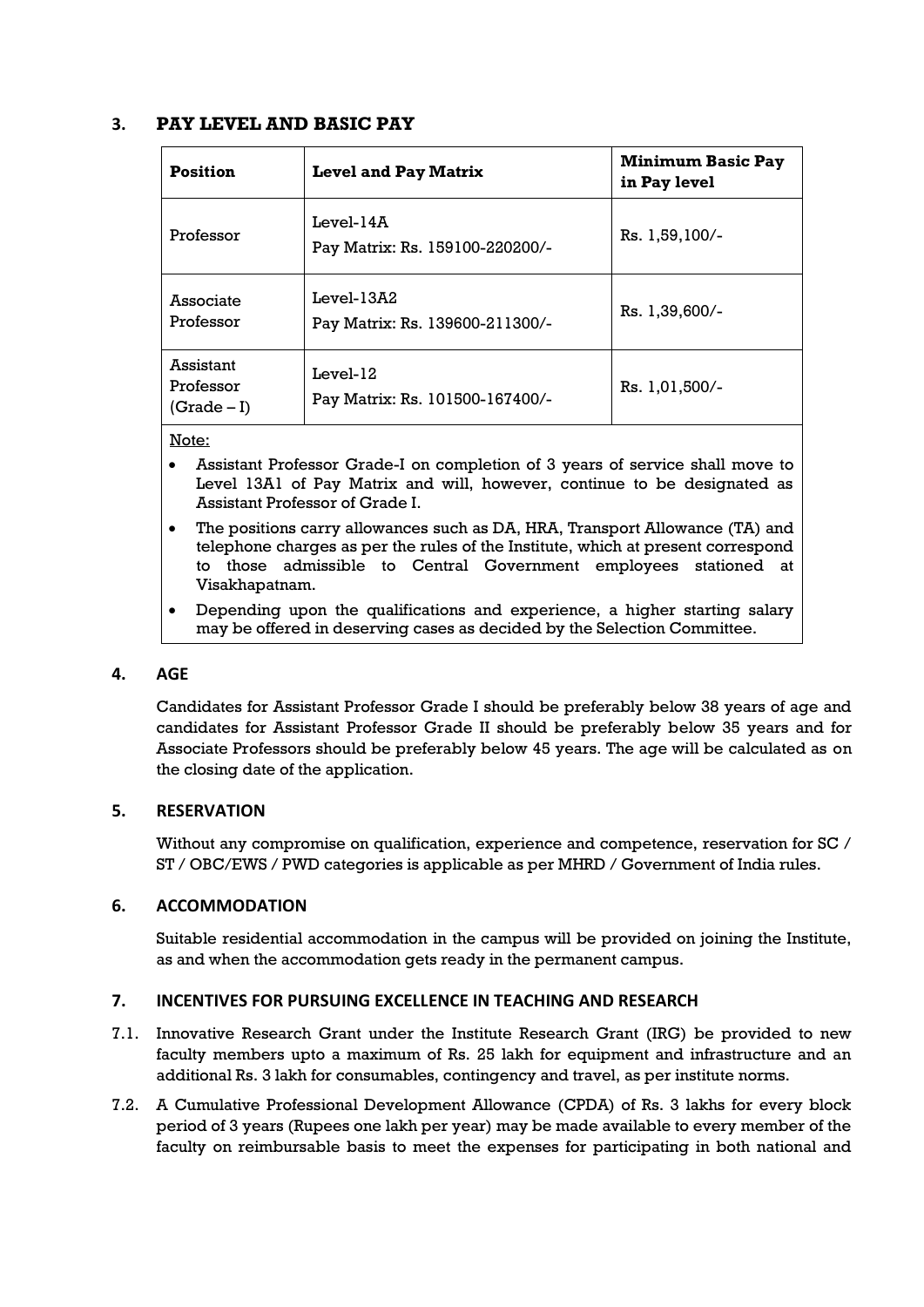## 3. PAY LEVEL AND BASIC PAY

| Position | Level and Pay Matrix | Minimum Basic Pay in Pay level |
|---|---|---|
| Professor | Level-14A<br>Pay Matrix: Rs. 159100-220200/- | Rs. 1,59,100/- |
| Associate Professor | Level-13A2<br>Pay Matrix: Rs. 139600-211300/- | Rs. 1,39,600/- |
| Assistant Professor (Grade – I) | Level-12<br>Pay Matrix: Rs. 101500-167400/- | Rs. 1,01,500/- |

Note:

- Assistant Professor Grade-I on completion of 3 years of service shall move to Level 13A1 of Pay Matrix and will, however, continue to be designated as Assistant Professor of Grade I.
- The positions carry allowances such as DA, HRA, Transport Allowance (TA) and telephone charges as per the rules of the Institute, which at present correspond to those admissible to Central Government employees stationed at Visakhapatnam.
- Depending upon the qualifications and experience, a higher starting salary may be offered in deserving cases as decided by the Selection Committee.

## 4. AGE

Candidates for Assistant Professor Grade I should be preferably below 38 years of age and candidates for Assistant Professor Grade II should be preferably below 35 years and for Associate Professors should be preferably below 45 years. The age will be calculated as on the closing date of the application.

## 5. RESERVATION

Without any compromise on qualification, experience and competence, reservation for SC / ST / OBC/EWS / PWD categories is applicable as per MHRD / Government of India rules.

## 6. ACCOMMODATION

Suitable residential accommodation in the campus will be provided on joining the Institute, as and when the accommodation gets ready in the permanent campus.

## 7. INCENTIVES FOR PURSUING EXCELLENCE IN TEACHING AND RESEARCH

7.1. Innovative Research Grant under the Institute Research Grant (IRG) be provided to new faculty members upto a maximum of Rs. 25 lakh for equipment and infrastructure and an additional Rs. 3 lakh for consumables, contingency and travel, as per institute norms.

7.2. A Cumulative Professional Development Allowance (CPDA) of Rs. 3 lakhs for every block period of 3 years (Rupees one lakh per year) may be made available to every member of the faculty on reimbursable basis to meet the expenses for participating in both national and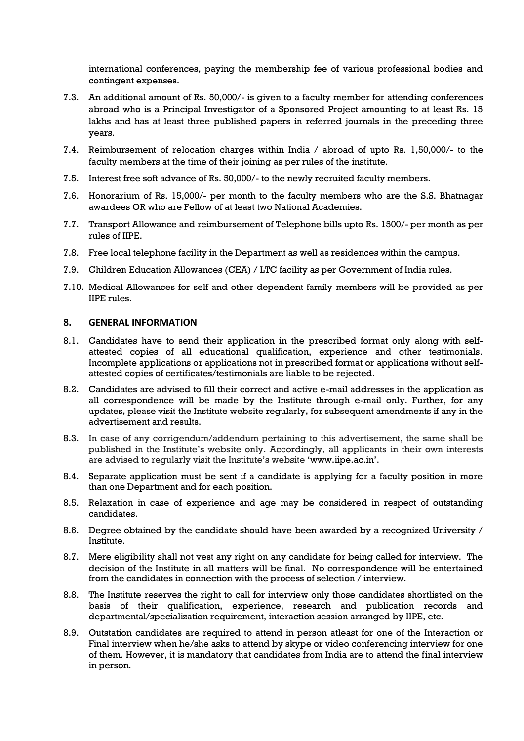international conferences, paying the membership fee of various professional bodies and contingent expenses.

7.3. An additional amount of Rs. 50,000/- is given to a faculty member for attending conferences abroad who is a Principal Investigator of a Sponsored Project amounting to at least Rs. 15 lakhs and has at least three published papers in referred journals in the preceding three years.

7.4. Reimbursement of relocation charges within India / abroad of upto Rs. 1,50,000/- to the faculty members at the time of their joining as per rules of the institute.

7.5. Interest free soft advance of Rs. 50,000/- to the newly recruited faculty members.

7.6. Honorarium of Rs. 15,000/- per month to the faculty members who are the S.S. Bhatnagar awardees OR who are Fellow of at least two National Academies.

7.7. Transport Allowance and reimbursement of Telephone bills upto Rs. 1500/- per month as per rules of IIPE.

7.8. Free local telephone facility in the Department as well as residences within the campus.

7.9. Children Education Allowances (CEA) / LTC facility as per Government of India rules.

7.10. Medical Allowances for self and other dependent family members will be provided as per IIPE rules.

## 8. GENERAL INFORMATION

8.1. Candidates have to send their application in the prescribed format only along with self-attested copies of all educational qualification, experience and other testimonials. Incomplete applications or applications not in prescribed format or applications without self-attested copies of certificates/testimonials are liable to be rejected.

8.2. Candidates are advised to fill their correct and active e-mail addresses in the application as all correspondence will be made by the Institute through e-mail only. Further, for any updates, please visit the Institute website regularly, for subsequent amendments if any in the advertisement and results.

8.3. In case of any corrigendum/addendum pertaining to this advertisement, the same shall be published in the Institute's website only. Accordingly, all applicants in their own interests are advised to regularly visit the Institute's website 'www.iipe.ac.in'.

8.4. Separate application must be sent if a candidate is applying for a faculty position in more than one Department and for each position.

8.5. Relaxation in case of experience and age may be considered in respect of outstanding candidates.

8.6. Degree obtained by the candidate should have been awarded by a recognized University / Institute.

8.7. Mere eligibility shall not vest any right on any candidate for being called for interview. The decision of the Institute in all matters will be final. No correspondence will be entertained from the candidates in connection with the process of selection / interview.

8.8. The Institute reserves the right to call for interview only those candidates shortlisted on the basis of their qualification, experience, research and publication records and departmental/specialization requirement, interaction session arranged by IIPE, etc.

8.9. Outstation candidates are required to attend in person atleast for one of the Interaction or Final interview when he/she asks to attend by skype or video conferencing interview for one of them. However, it is mandatory that candidates from India are to attend the final interview in person.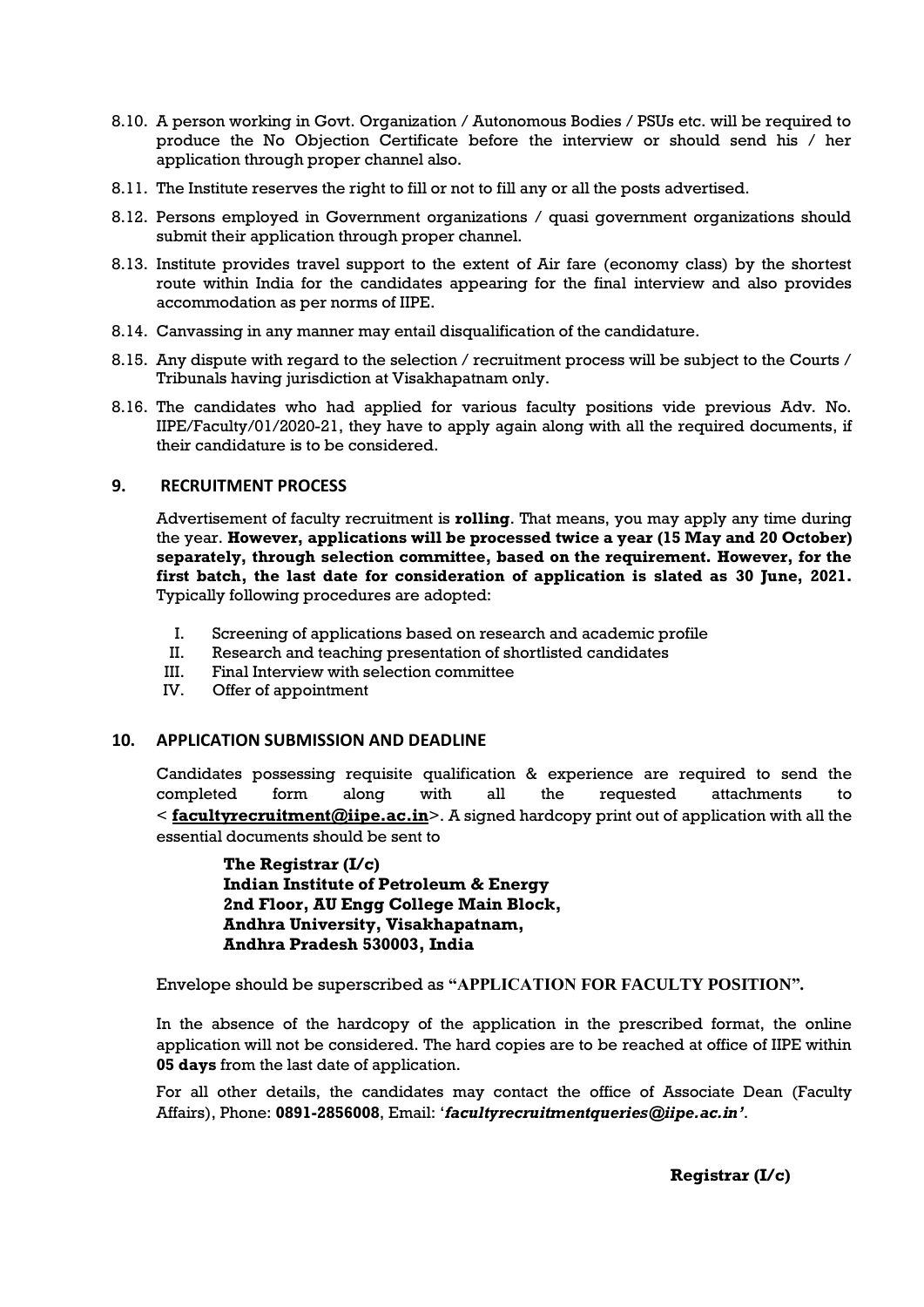8.10. A person working in Govt. Organization / Autonomous Bodies / PSUs etc. will be required to produce the No Objection Certificate before the interview or should send his / her application through proper channel also.

8.11. The Institute reserves the right to fill or not to fill any or all the posts advertised.

8.12. Persons employed in Government organizations / quasi government organizations should submit their application through proper channel.

8.13. Institute provides travel support to the extent of Air fare (economy class) by the shortest route within India for the candidates appearing for the final interview and also provides accommodation as per norms of IIPE.

8.14. Canvassing in any manner may entail disqualification of the candidature.

8.15. Any dispute with regard to the selection / recruitment process will be subject to the Courts / Tribunals having jurisdiction at Visakhapatnam only.

8.16. The candidates who had applied for various faculty positions vide previous Adv. No. IIPE/Faculty/01/2020-21, they have to apply again along with all the required documents, if their candidature is to be considered.

## 9. RECRUITMENT PROCESS

Advertisement of faculty recruitment is **rolling**. That means, you may apply any time during the year. **However, applications will be processed twice a year (15 May and 20 October) separately, through selection committee, based on the requirement. However, for the first batch, the last date for consideration of application is slated as 30 June, 2021.** Typically following procedures are adopted:

I. Screening of applications based on research and academic profile
II. Research and teaching presentation of shortlisted candidates
III. Final Interview with selection committee
IV. Offer of appointment

## 10. APPLICATION SUBMISSION AND DEADLINE

Candidates possessing requisite qualification & experience are required to send the completed form along with all the requested attachments to < **facultyrecruitment@iipe.ac.in**>. A signed hardcopy print out of application with all the essential documents should be sent to

**The Registrar (I/c)**
**Indian Institute of Petroleum & Energy**
**2nd Floor, AU Engg College Main Block,**
**Andhra University, Visakhapatnam,**
**Andhra Pradesh 530003, India**

Envelope should be superscribed as **"APPLICATION FOR FACULTY POSITION".**

In the absence of the hardcopy of the application in the prescribed format, the online application will not be considered. The hard copies are to be reached at office of IIPE within **05 days** from the last date of application.

For all other details, the candidates may contact the office of Associate Dean (Faculty Affairs), Phone: **0891-2856008**, Email: '***facultyrecruitmentqueries@iipe.ac.in'***.

**Registrar (I/c)**